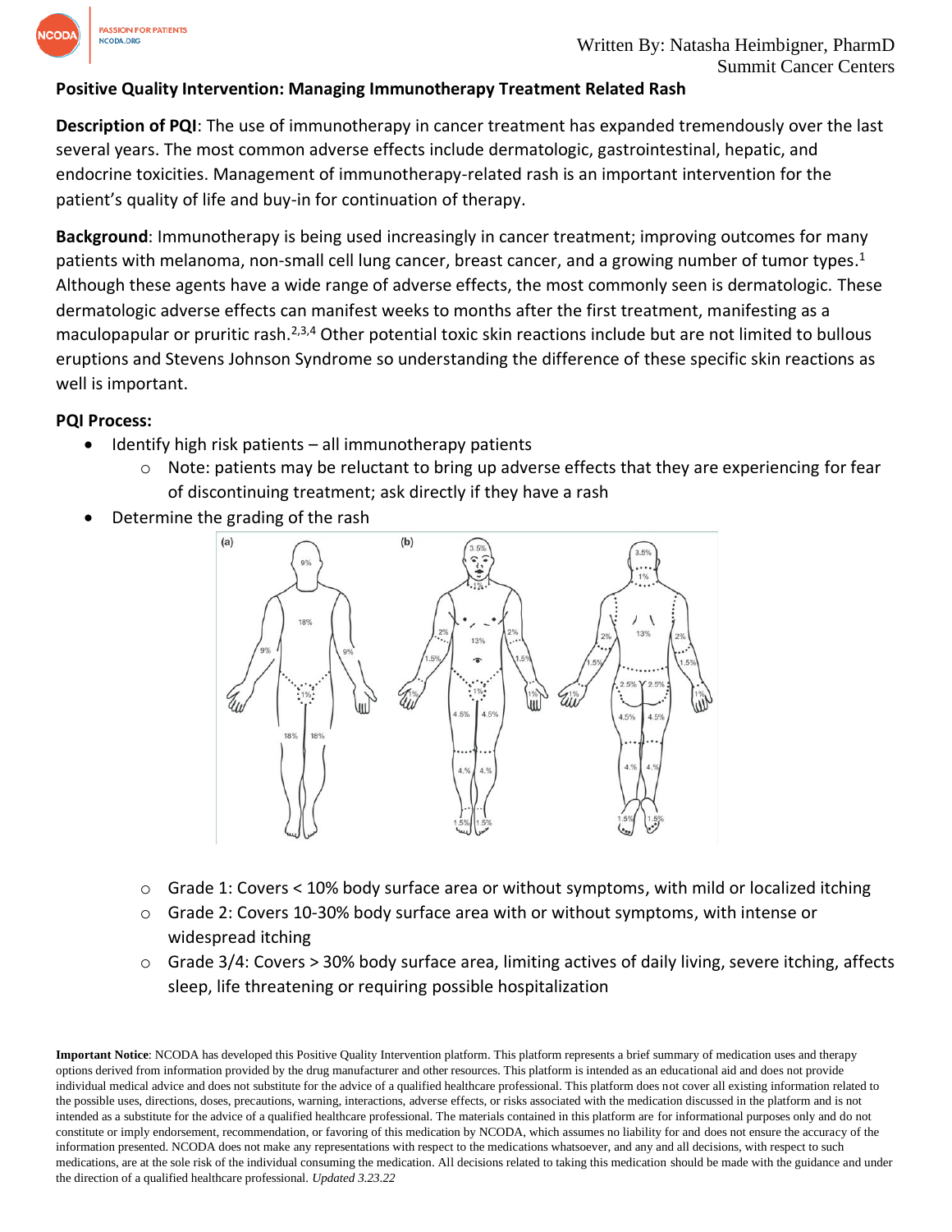Written By: Natasha Heimbigner, PharmD
Summit Cancer Centers

**Positive Quality Intervention: Managing Immunotherapy Treatment Related Rash**

**Description of PQI**: The use of immunotherapy in cancer treatment has expanded tremendously over the last several years. The most common adverse effects include dermatologic, gastrointestinal, hepatic, and endocrine toxicities. Management of immunotherapy-related rash is an important intervention for the patient's quality of life and buy-in for continuation of therapy.

**Background**: Immunotherapy is being used increasingly in cancer treatment; improving outcomes for many patients with melanoma, non-small cell lung cancer, breast cancer, and a growing number of tumor types.[1] Although these agents have a wide range of adverse effects, the most commonly seen is dermatologic. These dermatologic adverse effects can manifest weeks to months after the first treatment, manifesting as a maculopapular or pruritic rash.[2,3,4] Other potential toxic skin reactions include but are not limited to bullous eruptions and Stevens Johnson Syndrome so understanding the difference of these specific skin reactions as well is important.

**PQI Process:**

- Identify high risk patients – all immunotherapy patients
  - Note: patients may be reluctant to bring up adverse effects that they are experiencing for fear of discontinuing treatment; ask directly if they have a rash
- Determine the grading of the rash
  - Grade 1: Covers < 10% body surface area or without symptoms, with mild or localized itching
  - Grade 2: Covers 10-30% body surface area with or without symptoms, with intense or widespread itching
  - Grade 3/4: Covers > 30% body surface area, limiting actives of daily living, severe itching, affects sleep, life threatening or requiring possible hospitalization

**Important Notice**: NCODA has developed this Positive Quality Intervention platform. This platform represents a brief summary of medication uses and therapy options derived from information provided by the drug manufacturer and other resources. This platform is intended as an educational aid and does not provide individual medical advice and does not substitute for the advice of a qualified healthcare professional. This platform does not cover all existing information related to the possible uses, directions, doses, precautions, warning, interactions, adverse effects, or risks associated with the medication discussed in the platform and is not intended as a substitute for the advice of a qualified healthcare professional. The materials contained in this platform are for informational purposes only and do not constitute or imply endorsement, recommendation, or favoring of this medication by NCODA, which assumes no liability for and does not ensure the accuracy of the information presented. NCODA does not make any representations with respect to the medications whatsoever, and any and all decisions, with respect to such medications, are at the sole risk of the individual consuming the medication. All decisions related to taking this medication should be made with the guidance and under the direction of a qualified healthcare professional. *Updated 3.23.22*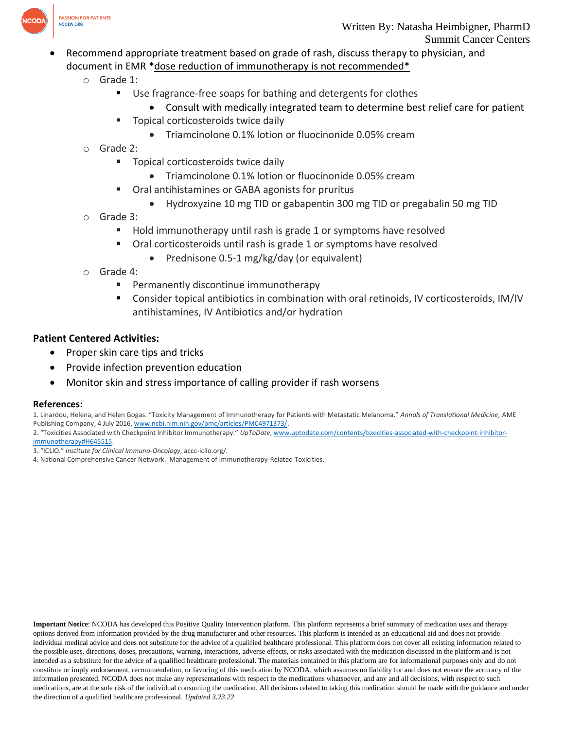- Recommend appropriate treatment based on grade of rash, discuss therapy to physician, and document in EMR *dose reduction of immunotherapy is not recommended*
  - Grade 1:
    - Use fragrance-free soaps for bathing and detergents for clothes
      - Consult with medically integrated team to determine best relief care for patient
    - Topical corticosteroids twice daily
      - Triamcinolone 0.1% lotion or fluocinonide 0.05% cream
  - Grade 2:
    - Topical corticosteroids twice daily
      - Triamcinolone 0.1% lotion or fluocinonide 0.05% cream
    - Oral antihistamines or GABA agonists for pruritus
      - Hydroxyzine 10 mg TID or gabapentin 300 mg TID or pregabalin 50 mg TID
  - Grade 3:
    - Hold immunotherapy until rash is grade 1 or symptoms have resolved
    - Oral corticosteroids until rash is grade 1 or symptoms have resolved
      - Prednisone 0.5-1 mg/kg/day (or equivalent)
  - Grade 4:
    - Permanently discontinue immunotherapy
    - Consider topical antibiotics in combination with oral retinoids, IV corticosteroids, IM/IV antihistamines, IV Antibiotics and/or hydration

**Patient Centered Activities:**

- Proper skin care tips and tricks
- Provide infection prevention education
- Monitor skin and stress importance of calling provider if rash worsens

**References:**

1. Linardou, Helena, and Helen Gogas. "Toxicity Management of Immunotherapy for Patients with Metastatic Melanoma." *Annals of Translational Medicine*, AME Publishing Company, 4 July 2016, www.ncbi.nlm.nih.gov/pmc/articles/PMC4971373/.
2. "Toxicities Associated with Checkpoint Inhibitor Immunotherapy." *UpToDate*, www.uptodate.com/contents/toxicities-associated-with-checkpoint-inhibitor-immunotherapy#H645515.
3. "ICLIO." *Institute for Clinical Immuno-Oncology*, accc-iclio.org/.
4. National Comprehensive Cancer Network. Management of Immunotherapy-Related Toxicities.

**Important Notice**: NCODA has developed this Positive Quality Intervention platform. This platform represents a brief summary of medication uses and therapy options derived from information provided by the drug manufacturer and other resources. This platform is intended as an educational aid and does not provide individual medical advice and does not substitute for the advice of a qualified healthcare professional. This platform does not cover all existing information related to the possible uses, directions, doses, precautions, warning, interactions, adverse effects, or risks associated with the medication discussed in the platform and is not intended as a substitute for the advice of a qualified healthcare professional. The materials contained in this platform are for informational purposes only and do not constitute or imply endorsement, recommendation, or favoring of this medication by NCODA, which assumes no liability for and does not ensure the accuracy of the information presented. NCODA does not make any representations with respect to the medications whatsoever, and any and all decisions, with respect to such medications, are at the sole risk of the individual consuming the medication. All decisions related to taking this medication should be made with the guidance and under the direction of a qualified healthcare professional. *Updated 3.23.22*